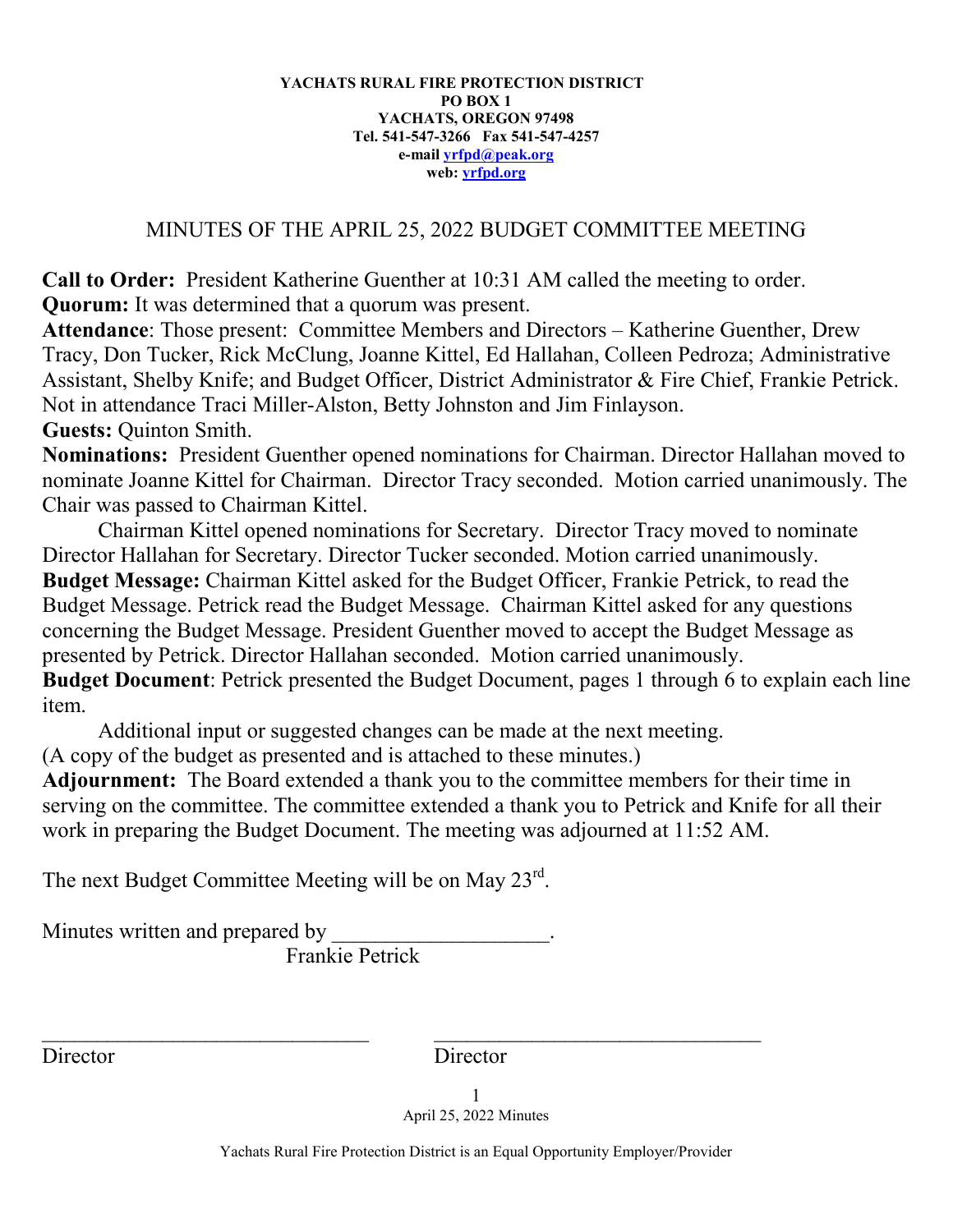**YACHATS RURAL FIRE PROTECTION DISTRICT**
**PO BOX 1**
**YACHATS, OREGON 97498**
**Tel. 541-547-3266 Fax 541-547-4257**
**e-mail yrfpd@peak.org**
**web: yrfpd.org**

# MINUTES OF THE APRIL 25, 2022 BUDGET COMMITTEE MEETING

**Call to Order:** President Katherine Guenther at 10:31 AM called the meeting to order.
**Quorum:** It was determined that a quorum was present.
**Attendance**: Those present: Committee Members and Directors – Katherine Guenther, Drew Tracy, Don Tucker, Rick McClung, Joanne Kittel, Ed Hallahan, Colleen Pedroza; Administrative Assistant, Shelby Knife; and Budget Officer, District Administrator & Fire Chief, Frankie Petrick. Not in attendance Traci Miller-Alston, Betty Johnston and Jim Finlayson.
**Guests:** Quinton Smith.
**Nominations:** President Guenther opened nominations for Chairman. Director Hallahan moved to nominate Joanne Kittel for Chairman. Director Tracy seconded. Motion carried unanimously. The Chair was passed to Chairman Kittel.

Chairman Kittel opened nominations for Secretary. Director Tracy moved to nominate Director Hallahan for Secretary. Director Tucker seconded. Motion carried unanimously.
**Budget Message:** Chairman Kittel asked for the Budget Officer, Frankie Petrick, to read the Budget Message. Petrick read the Budget Message. Chairman Kittel asked for any questions concerning the Budget Message. President Guenther moved to accept the Budget Message as presented by Petrick. Director Hallahan seconded. Motion carried unanimously.
**Budget Document**: Petrick presented the Budget Document, pages 1 through 6 to explain each line item.

Additional input or suggested changes can be made at the next meeting.
(A copy of the budget as presented and is attached to these minutes.)
**Adjournment:** The Board extended a thank you to the committee members for their time in serving on the committee. The committee extended a thank you to Petrick and Knife for all their work in preparing the Budget Document. The meeting was adjourned at 11:52 AM.

The next Budget Committee Meeting will be on May 23rd.

Minutes written and prepared by ___________________.
Frankie Petrick

_______________________________ _______________________________
Director Director

April 25, 2022 Minutes

Yachats Rural Fire Protection District is an Equal Opportunity Employer/Provider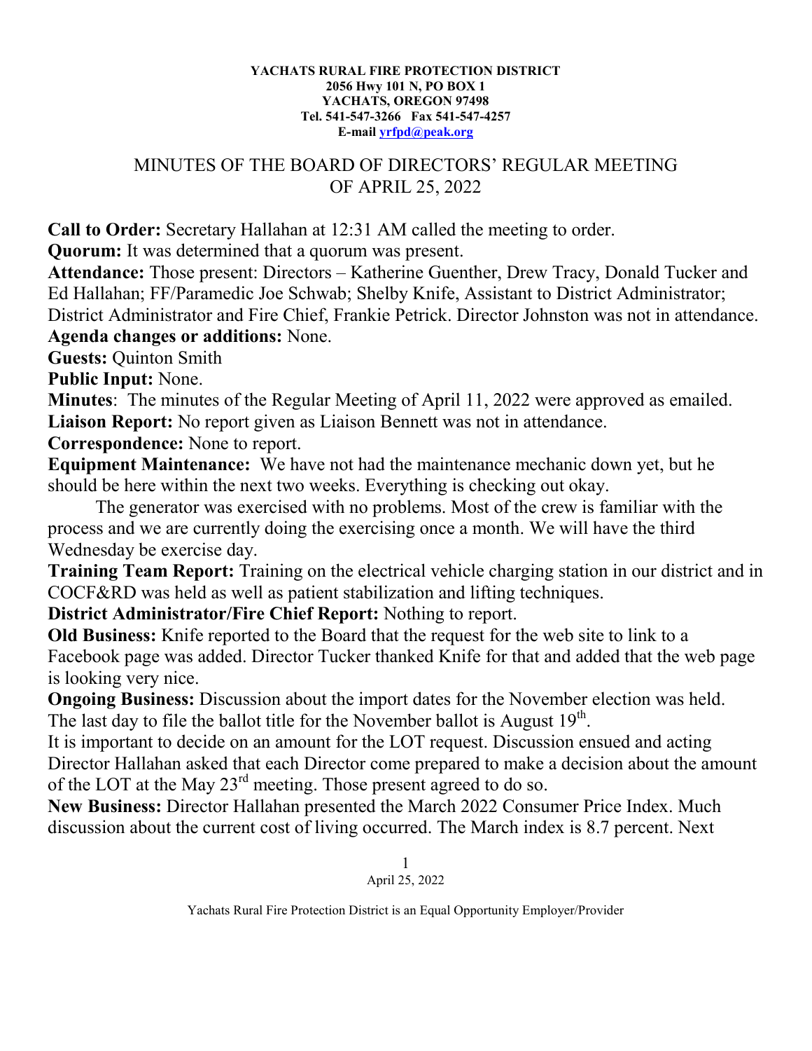YACHATS RURAL FIRE PROTECTION DISTRICT
2056 Hwy 101 N, PO BOX 1
YACHATS, OREGON 97498
Tel. 541-547-3266 Fax 541-547-4257
E-mail yrfpd@peak.org

# MINUTES OF THE BOARD OF DIRECTORS' REGULAR MEETING OF APRIL 25, 2022

**Call to Order:** Secretary Hallahan at 12:31 AM called the meeting to order.

**Quorum:** It was determined that a quorum was present.

**Attendance:** Those present: Directors – Katherine Guenther, Drew Tracy, Donald Tucker and Ed Hallahan; FF/Paramedic Joe Schwab; Shelby Knife, Assistant to District Administrator; District Administrator and Fire Chief, Frankie Petrick. Director Johnston was not in attendance.

**Agenda changes or additions:** None.

**Guests:** Quinton Smith

**Public Input:** None.

**Minutes**: The minutes of the Regular Meeting of April 11, 2022 were approved as emailed.

**Liaison Report:** No report given as Liaison Bennett was not in attendance.

**Correspondence:** None to report.

**Equipment Maintenance:** We have not had the maintenance mechanic down yet, but he should be here within the next two weeks. Everything is checking out okay.

The generator was exercised with no problems. Most of the crew is familiar with the process and we are currently doing the exercising once a month. We will have the third Wednesday be exercise day.

**Training Team Report:** Training on the electrical vehicle charging station in our district and in COCF&RD was held as well as patient stabilization and lifting techniques.

**District Administrator/Fire Chief Report:** Nothing to report.

**Old Business:** Knife reported to the Board that the request for the web site to link to a Facebook page was added. Director Tucker thanked Knife for that and added that the web page is looking very nice.

**Ongoing Business:** Discussion about the import dates for the November election was held. The last day to file the ballot title for the November ballot is August 19th.

It is important to decide on an amount for the LOT request. Discussion ensued and acting Director Hallahan asked that each Director come prepared to make a decision about the amount of the LOT at the May 23rd meeting. Those present agreed to do so.

**New Business:** Director Hallahan presented the March 2022 Consumer Price Index. Much discussion about the current cost of living occurred. The March index is 8.7 percent. Next

Yachats Rural Fire Protection District is an Equal Opportunity Employer/Provider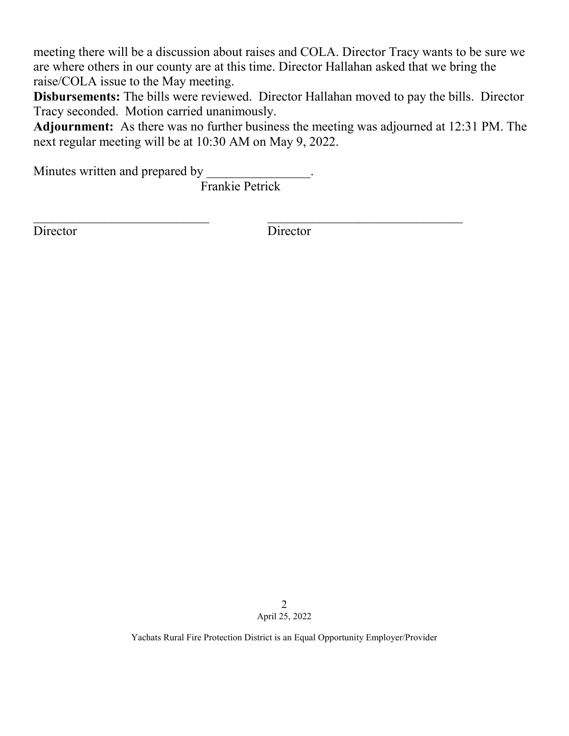meeting there will be a discussion about raises and COLA. Director Tracy wants to be sure we are where others in our county are at this time. Director Hallahan asked that we bring the raise/COLA issue to the May meeting.

**Disbursements:** The bills were reviewed. Director Hallahan moved to pay the bills. Director Tracy seconded. Motion carried unanimously.

**Adjournment:** As there was no further business the meeting was adjourned at 12:31 PM. The next regular meeting will be at 10:30 AM on May 9, 2022.

Minutes written and prepared by _______________.
Frankie Petrick

___________________________ ______________________________
Director Director

April 25, 2022

Yachats Rural Fire Protection District is an Equal Opportunity Employer/Provider